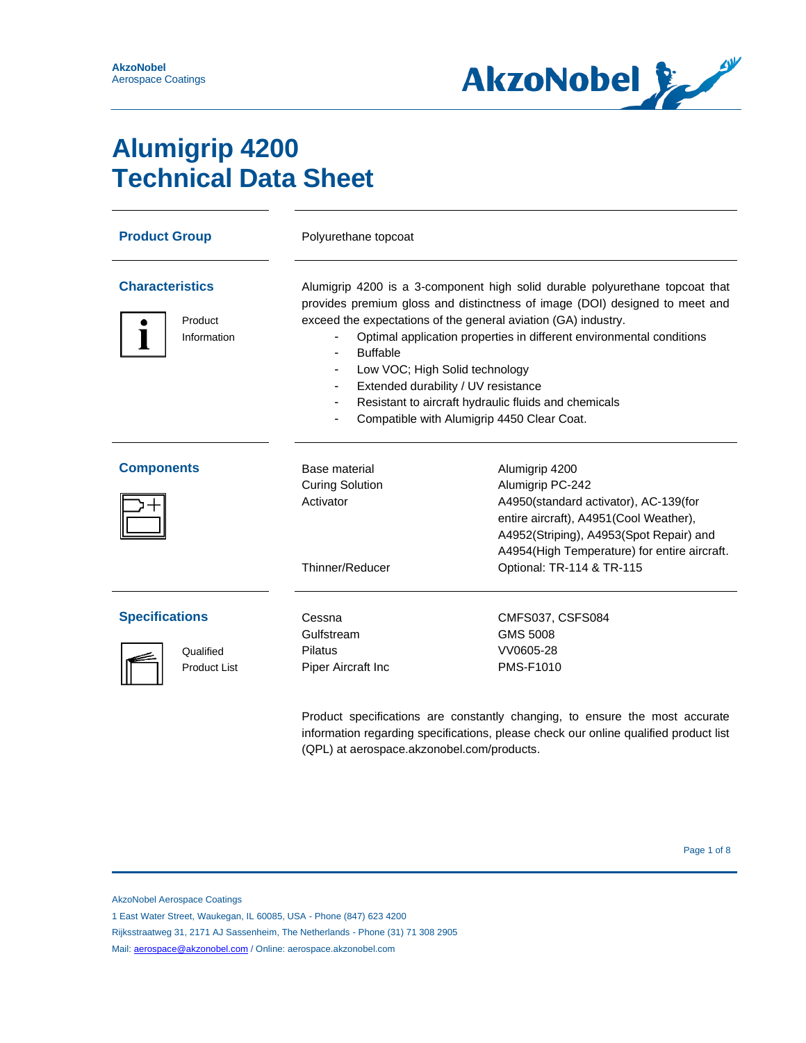# Alumigrip 4200 Technical Data Sheet

## Product Group

Polyurethane topcoat

## Characteristics

Product Information

Alumigrip 4200 is a 3-component high solid durable polyurethane topcoat that provides premium gloss and distinctness of image (DOI) designed to meet and exceed the expectations of the general aviation (GA) industry.

- Optimal application properties in different environmental conditions
- Buffable
- Low VOC; High Solid technology
- Extended durability / UV resistance
- Resistant to aircraft hydraulic fluids and chemicals
- Compatible with Alumigrip 4450 Clear Coat.

## Components

| | |
|---|---|
| Base material | Alumigrip 4200 |
| Curing Solution | Alumigrip PC-242 |
| Activator | A4950(standard activator), AC-139(for entire aircraft), A4951(Cool Weather), A4952(Striping), A4953(Spot Repair) and A4954(High Temperature) for entire aircraft. |
| Thinner/Reducer | Optional: TR-114 & TR-115 |

## Specifications

Qualified Product List

| | |
|---|---|
| Cessna | CMFS037, CSFS084 |
| Gulfstream | GMS 5008 |
| Pilatus | VV0605-28 |
| Piper Aircraft Inc | PMS-F1010 |

Product specifications are constantly changing, to ensure the most accurate information regarding specifications, please check our online qualified product list (QPL) at aerospace.akzonobel.com/products.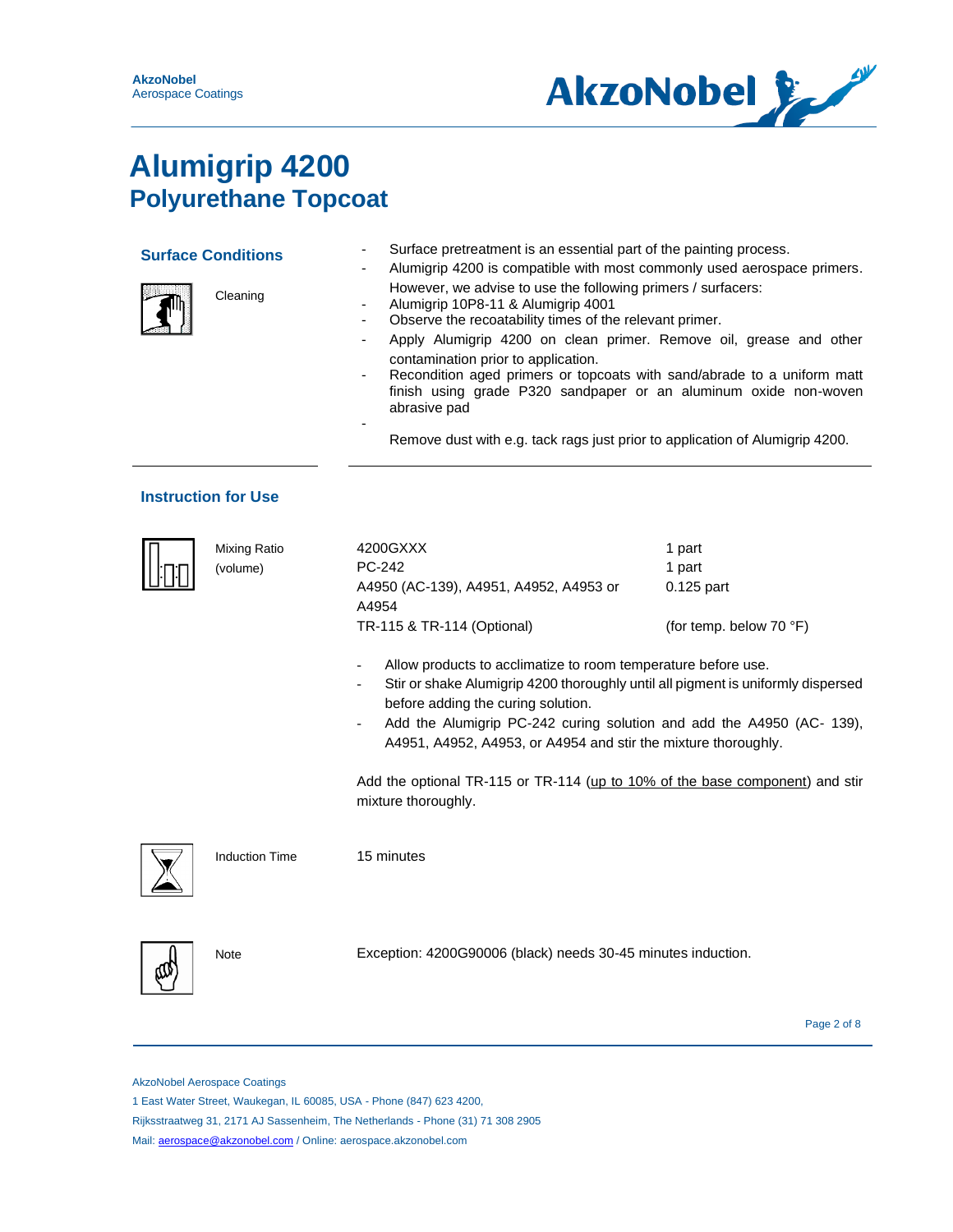# Alumigrip 4200
## Polyurethane Topcoat

### Surface Conditions

Cleaning

- Surface pretreatment is an essential part of the painting process.
- Alumigrip 4200 is compatible with most commonly used aerospace primers. However, we advise to use the following primers / surfacers:
- Alumigrip 10P8-11 & Alumigrip 4001
- Observe the recoatability times of the relevant primer.
- Apply Alumigrip 4200 on clean primer. Remove oil, grease and other contamination prior to application.
- Recondition aged primers or topcoats with sand/abrade to a uniform matt finish using grade P320 sandpaper or an aluminum oxide non-woven abrasive pad
- Remove dust with e.g. tack rags just prior to application of Alumigrip 4200.

### Instruction for Use

Mixing Ratio (volume)

| | |
|---|---|
| 4200GXXX | 1 part |
| PC-242 | 1 part |
| A4950 (AC-139), A4951, A4952, A4953 or A4954 | 0.125 part |
| TR-115 & TR-114 (Optional) | (for temp. below 70 °F) |

- Allow products to acclimatize to room temperature before use.
- Stir or shake Alumigrip 4200 thoroughly until all pigment is uniformly dispersed before adding the curing solution.
- Add the Alumigrip PC-242 curing solution and add the A4950 (AC- 139), A4951, A4952, A4953, or A4954 and stir the mixture thoroughly.

Add the optional TR-115 or TR-114 (up to 10% of the base component) and stir mixture thoroughly.

Induction Time

15 minutes

Note

Exception: 4200G90006 (black) needs 30-45 minutes induction.

AkzoNobel Aerospace Coatings
1 East Water Street, Waukegan, IL 60085, USA - Phone (847) 623 4200,
Rijksstraatweg 31, 2171 AJ Sassenheim, The Netherlands - Phone (31) 71 308 2905
Mail: aerospace@akzonobel.com / Online: aerospace.akzonobel.com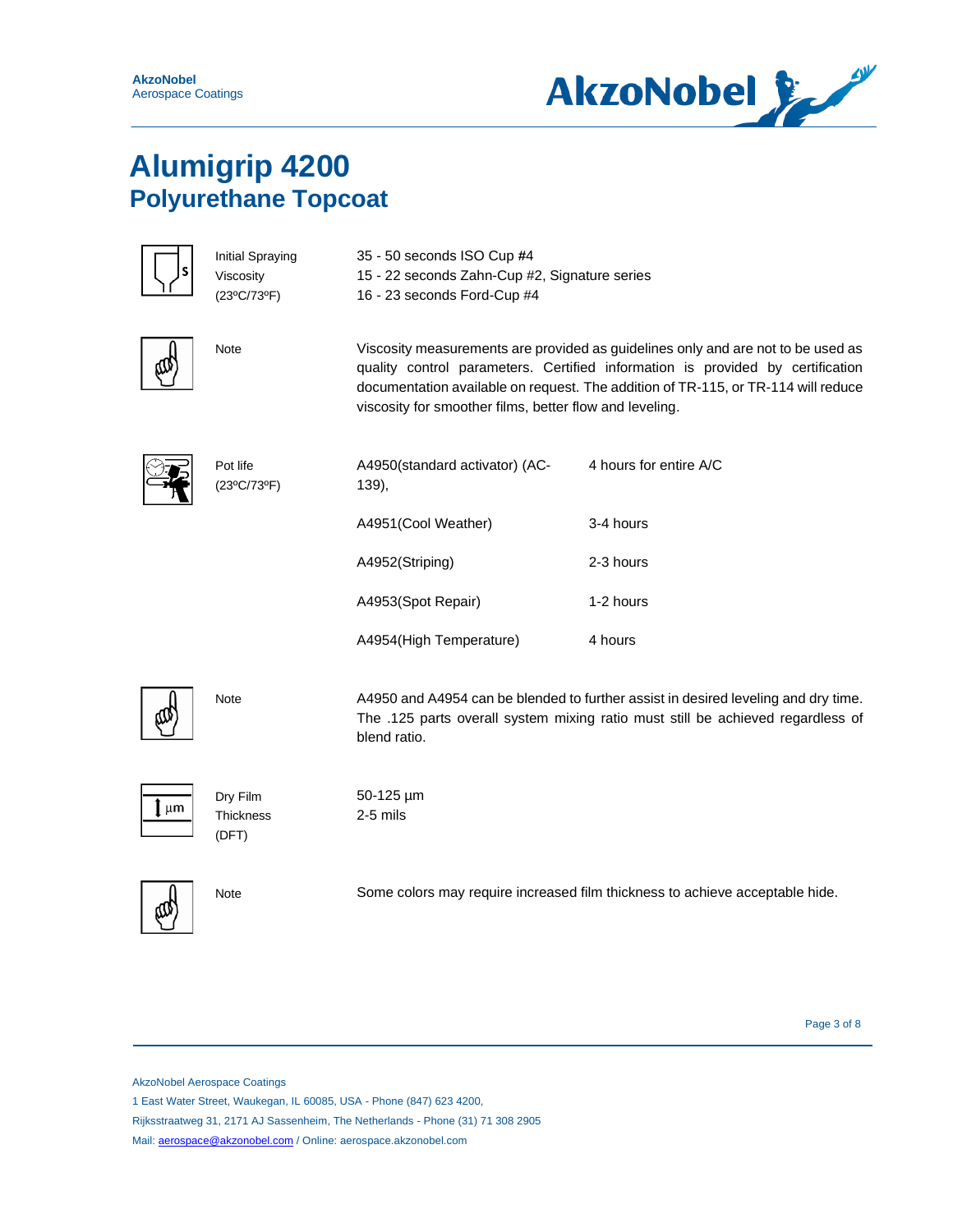# Alumigrip 4200

## Polyurethane Topcoat

| | | |
|---|---|---|
| Initial Spraying Viscosity (23ºC/73ºF) | 35 - 50 seconds ISO Cup #4<br>15 - 22 seconds Zahn-Cup #2, Signature series<br>16 - 23 seconds Ford-Cup #4 | |
| Note | Viscosity measurements are provided as guidelines only and are not to be used as quality control parameters. Certified information is provided by certification documentation available on request. The addition of TR-115, or TR-114 will reduce viscosity for smoother films, better flow and leveling. | |
| Pot life (23ºC/73ºF) | A4950(standard activator) (AC-139), | 4 hours for entire A/C |
| | A4951(Cool Weather) | 3-4 hours |
| | A4952(Striping) | 2-3 hours |
| | A4953(Spot Repair) | 1-2 hours |
| | A4954(High Temperature) | 4 hours |
| Note | A4950 and A4954 can be blended to further assist in desired leveling and dry time. The .125 parts overall system mixing ratio must still be achieved regardless of blend ratio. | |
| Dry Film Thickness (DFT) | 50-125 µm<br>2-5 mils | |
| Note | Some colors may require increased film thickness to achieve acceptable hide. | |

AkzoNobel Aerospace Coatings
1 East Water Street, Waukegan, IL 60085, USA - Phone (847) 623 4200,
Rijksstraatweg 31, 2171 AJ Sassenheim, The Netherlands - Phone (31) 71 308 2905
Mail: aerospace@akzonobel.com / Online: aerospace.akzonobel.com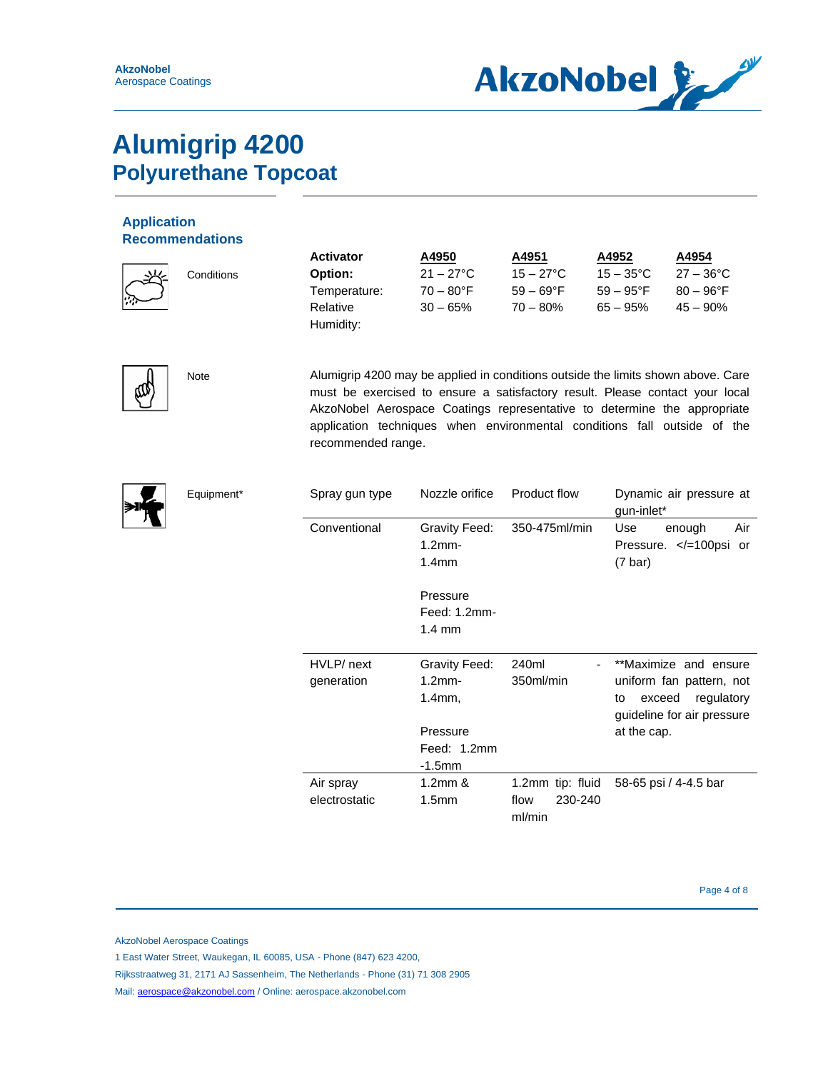# Alumigrip 4200
## Polyurethane Topcoat

### Application Recommendations

**Conditions**

| Activator Option: | A4950 | A4951 | A4952 | A4954 |
|---|---|---|---|---|
| Temperature: | 21 – 27°C<br>70 – 80°F | 15 – 27°C<br>59 – 69°F | 15 – 35°C<br>59 – 95°F | 27 – 36°C<br>80 – 96°F |
| Relative Humidity: | 30 – 65% | 70 – 80% | 65 – 95% | 45 – 90% |

**Note**

Alumigrip 4200 may be applied in conditions outside the limits shown above. Care must be exercised to ensure a satisfactory result. Please contact your local AkzoNobel Aerospace Coatings representative to determine the appropriate application techniques when environmental conditions fall outside of the recommended range.

**Equipment***

| Spray gun type | Nozzle orifice | Product flow | Dynamic air pressure at gun-inlet* |
|---|---|---|---|
| Conventional | Gravity Feed: 1.2mm-1.4mm<br><br>Pressure Feed: 1.2mm-1.4 mm | 350-475ml/min | Use enough Air Pressure. </=100psi or (7 bar) |
| HVLP/ next generation | Gravity Feed: 1.2mm-1.4mm,<br><br>Pressure Feed: 1.2mm -1.5mm | 240ml - 350ml/min | **Maximize and ensure uniform fan pattern, not to exceed regulatory guideline for air pressure at the cap. |
| Air spray electrostatic | 1.2mm & 1.5mm | 1.2mm tip: fluid flow 230-240 ml/min | 58-65 psi / 4-4.5 bar |

AkzoNobel Aerospace Coatings
1 East Water Street, Waukegan, IL 60085, USA - Phone (847) 623 4200,
Rijksstraatweg 31, 2171 AJ Sassenheim, The Netherlands - Phone (31) 71 308 2905
Mail: aerospace@akzonobel.com / Online: aerospace.akzonobel.com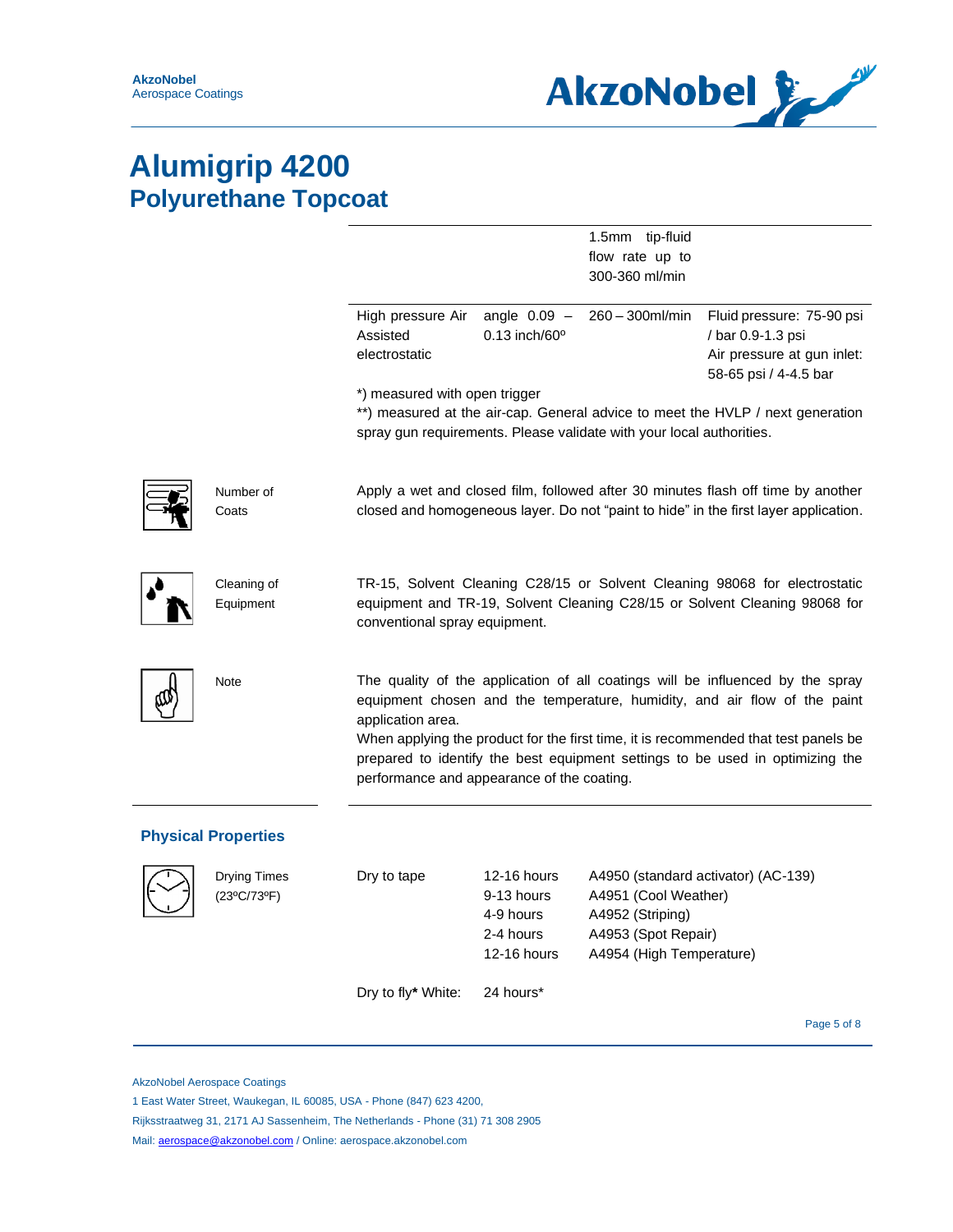# Alumigrip 4200

## Polyurethane Topcoat

| | | | |
|---|---|---|---|
| | | 1.5mm tip-fluid flow rate up to 300-360 ml/min | |
| High pressure Air Assisted electrostatic | angle 0.09 – 0.13 inch/60º | 260 – 300ml/min | Fluid pressure: 75-90 psi / bar 0.9-1.3 psi<br>Air pressure at gun inlet: 58-65 psi / 4-4.5 bar |

*) measured with open trigger

**) measured at the air-cap. General advice to meet the HVLP / next generation spray gun requirements. Please validate with your local authorities.

**Number of Coats**

Apply a wet and closed film, followed after 30 minutes flash off time by another closed and homogeneous layer. Do not "paint to hide" in the first layer application.

**Cleaning of Equipment**

TR-15, Solvent Cleaning C28/15 or Solvent Cleaning 98068 for electrostatic equipment and TR-19, Solvent Cleaning C28/15 or Solvent Cleaning 98068 for conventional spray equipment.

**Note**

The quality of the application of all coatings will be influenced by the spray equipment chosen and the temperature, humidity, and air flow of the paint application area.

When applying the product for the first time, it is recommended that test panels be prepared to identify the best equipment settings to be used in optimizing the performance and appearance of the coating.

## Physical Properties

**Drying Times (23ºC/73ºF)**

| | | |
|---|---|---|
| Dry to tape | 12-16 hours | A4950 (standard activator) (AC-139) |
| | 9-13 hours | A4951 (Cool Weather) |
| | 4-9 hours | A4952 (Striping) |
| | 2-4 hours | A4953 (Spot Repair) |
| | 12-16 hours | A4954 (High Temperature) |
| Dry to fly* White: | 24 hours* | |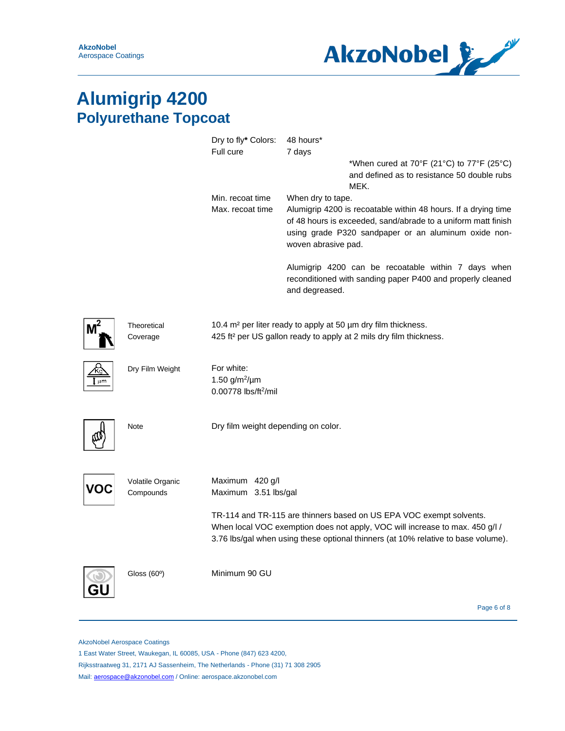# Alumigrip 4200
## Polyurethane Topcoat

| | |
|---|---|
| Dry to fly* Colors: | 48 hours* |
| Full cure | 7 days |
| | *When cured at 70°F (21°C) to 77°F (25°C) and defined as to resistance 50 double rubs MEK. |
| Min. recoat time | When dry to tape. |
| Max. recoat time | Alumigrip 4200 is recoatable within 48 hours. If a drying time of 48 hours is exceeded, sand/abrade to a uniform matt finish using grade P320 sandpaper or an aluminum oxide non-woven abrasive pad.<br><br>Alumigrip 4200 can be recoatable within 7 days when reconditioned with sanding paper P400 and properly cleaned and degreased. |

| | |
|---|---|
| Theoretical Coverage | 10.4 m² per liter ready to apply at 50 µm dry film thickness.<br>425 ft² per US gallon ready to apply at 2 mils dry film thickness. |
| Dry Film Weight | For white:<br>1.50 $g/m^2/\mu m$<br>0.00778 $lbs/ft^2/mil$ |
| Note | Dry film weight depending on color. |
| Volatile Organic Compounds | Maximum 420 g/l<br>Maximum 3.51 lbs/gal<br><br>TR-114 and TR-115 are thinners based on US EPA VOC exempt solvents. When local VOC exemption does not apply, VOC will increase to max. 450 g/l / 3.76 lbs/gal when using these optional thinners (at 10% relative to base volume). |
| Gloss (60º) | Minimum 90 GU |

AkzoNobel Aerospace Coatings
1 East Water Street, Waukegan, IL 60085, USA - Phone (847) 623 4200,
Rijksstraatweg 31, 2171 AJ Sassenheim, The Netherlands - Phone (31) 71 308 2905
Mail: aerospace@akzonobel.com / Online: aerospace.akzonobel.com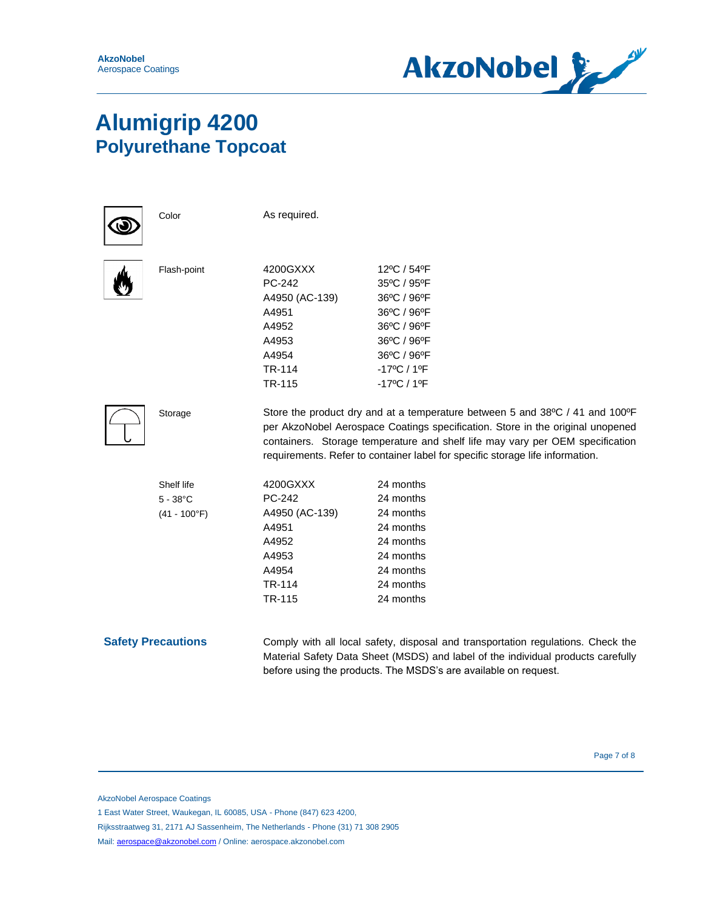# Alumigrip 4200
## Polyurethane Topcoat

| | | |
|---|---|---|
| Color | As required. | |
| Flash-point | 4200GXXX | 12ºC / 54ºF |
| | PC-242 | 35ºC / 95ºF |
| | A4950 (AC-139) | 36ºC / 96ºF |
| | A4951 | 36ºC / 96ºF |
| | A4952 | 36ºC / 96ºF |
| | A4953 | 36ºC / 96ºF |
| | A4954 | 36ºC / 96ºF |
| | TR-114 | -17ºC / 1ºF |
| | TR-115 | -17ºC / 1ºF |

Storage

Store the product dry and at a temperature between 5 and 38ºC / 41 and 100ºF per AkzoNobel Aerospace Coatings specification. Store in the original unopened containers. Storage temperature and shelf life may vary per OEM specification requirements. Refer to container label for specific storage life information.

| | | |
|---|---|---|
| Shelf life 5 - 38°C (41 - 100°F) | 4200GXXX | 24 months |
| | PC-242 | 24 months |
| | A4950 (AC-139) | 24 months |
| | A4951 | 24 months |
| | A4952 | 24 months |
| | A4953 | 24 months |
| | A4954 | 24 months |
| | TR-114 | 24 months |
| | TR-115 | 24 months |

### Safety Precautions

Comply with all local safety, disposal and transportation regulations. Check the Material Safety Data Sheet (MSDS) and label of the individual products carefully before using the products. The MSDS's are available on request.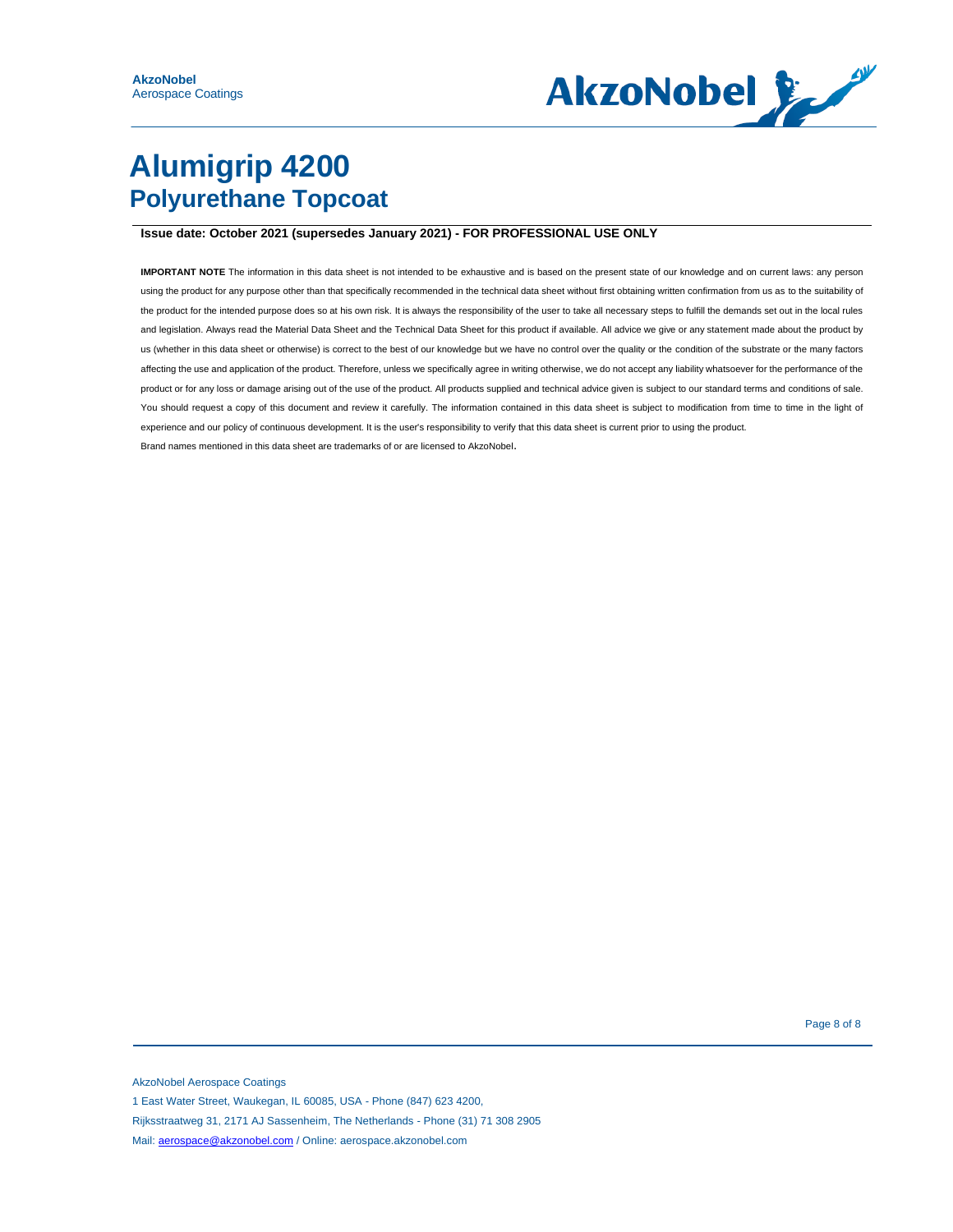# Alumigrip 4200

## Polyurethane Topcoat

**Issue date: October 2021 (supersedes January 2021) - FOR PROFESSIONAL USE ONLY**

**IMPORTANT NOTE** The information in this data sheet is not intended to be exhaustive and is based on the present state of our knowledge and on current laws: any person using the product for any purpose other than that specifically recommended in the technical data sheet without first obtaining written confirmation from us as to the suitability of the product for the intended purpose does so at his own risk. It is always the responsibility of the user to take all necessary steps to fulfill the demands set out in the local rules and legislation. Always read the Material Data Sheet and the Technical Data Sheet for this product if available. All advice we give or any statement made about the product by us (whether in this data sheet or otherwise) is correct to the best of our knowledge but we have no control over the quality or the condition of the substrate or the many factors affecting the use and application of the product. Therefore, unless we specifically agree in writing otherwise, we do not accept any liability whatsoever for the performance of the product or for any loss or damage arising out of the use of the product. All products supplied and technical advice given is subject to our standard terms and conditions of sale. You should request a copy of this document and review it carefully. The information contained in this data sheet is subject to modification from time to time in the light of experience and our policy of continuous development. It is the user's responsibility to verify that this data sheet is current prior to using the product.

Brand names mentioned in this data sheet are trademarks of or are licensed to AkzoNobel.

AkzoNobel Aerospace Coatings

1 East Water Street, Waukegan, IL 60085, USA - Phone (847) 623 4200,

Rijksstraatweg 31, 2171 AJ Sassenheim, The Netherlands - Phone (31) 71 308 2905

Mail: aerospace@akzonobel.com / Online: aerospace.akzonobel.com